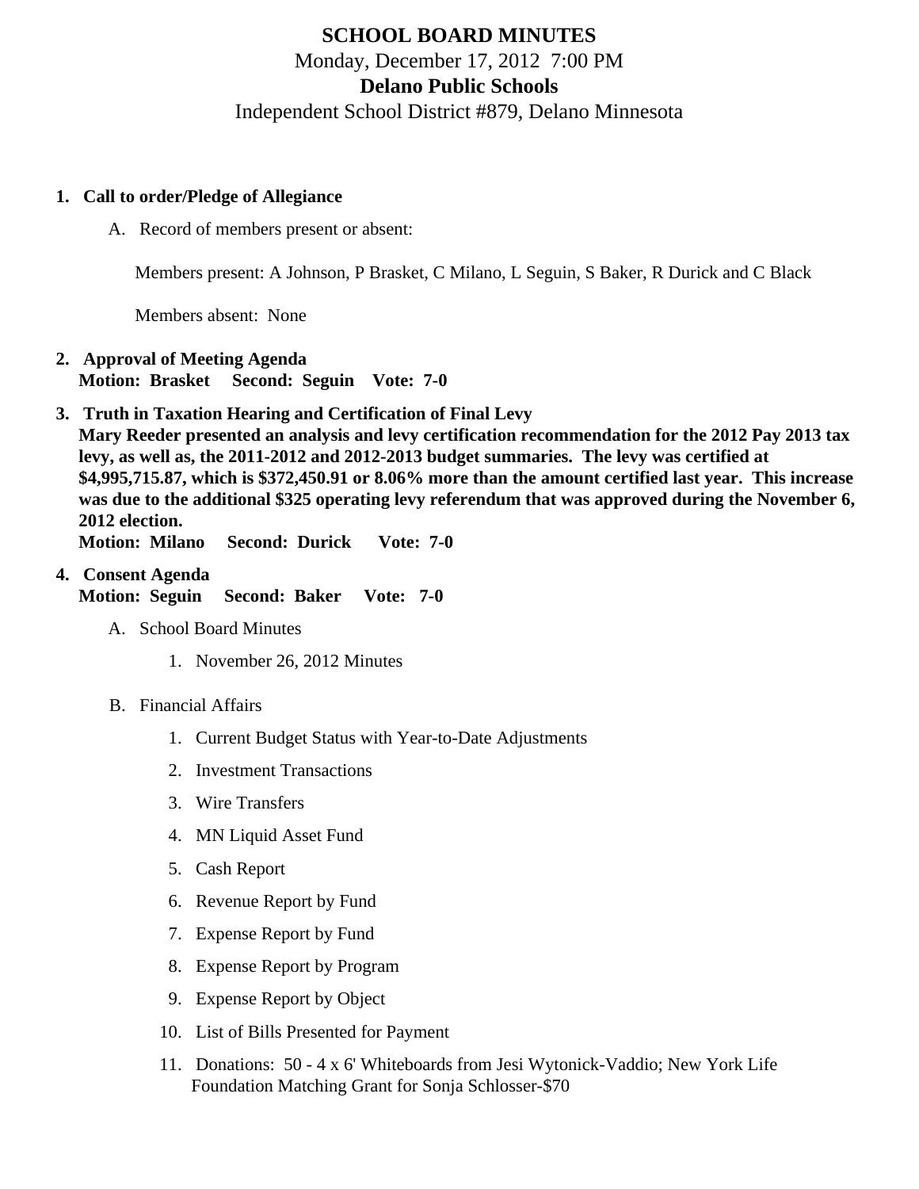# SCHOOL BOARD MINUTES

Monday, December 17, 2012 7:00 PM

**Delano Public Schools**

Independent School District #879, Delano Minnesota

1. **Call to order/Pledge of Allegiance**

   A. Record of members present or absent:

   Members present: A Johnson, P Brasket, C Milano, L Seguin, S Baker, R Durick and C Black

   Members absent: None

2. **Approval of Meeting Agenda**
   **Motion: Brasket Second: Seguin Vote: 7-0**

3. **Truth in Taxation Hearing and Certification of Final Levy**
   **Mary Reeder presented an analysis and levy certification recommendation for the 2012 Pay 2013 tax levy, as well as, the 2011-2012 and 2012-2013 budget summaries. The levy was certified at $4,995,715.87, which is $372,450.91 or 8.06% more than the amount certified last year. This increase was due to the additional $325 operating levy referendum that was approved during the November 6, 2012 election.**
   **Motion: Milano Second: Durick Vote: 7-0**

4. **Consent Agenda**
   **Motion: Seguin Second: Baker Vote: 7-0**

   A. School Board Minutes

      1. November 26, 2012 Minutes

   B. Financial Affairs

      1. Current Budget Status with Year-to-Date Adjustments
      2. Investment Transactions
      3. Wire Transfers
      4. MN Liquid Asset Fund
      5. Cash Report
      6. Revenue Report by Fund
      7. Expense Report by Fund
      8. Expense Report by Program
      9. Expense Report by Object
      10. List of Bills Presented for Payment
      11. Donations: 50 - 4 x 6' Whiteboards from Jesi Wytonick-Vaddio; New York Life Foundation Matching Grant for Sonja Schlosser-$70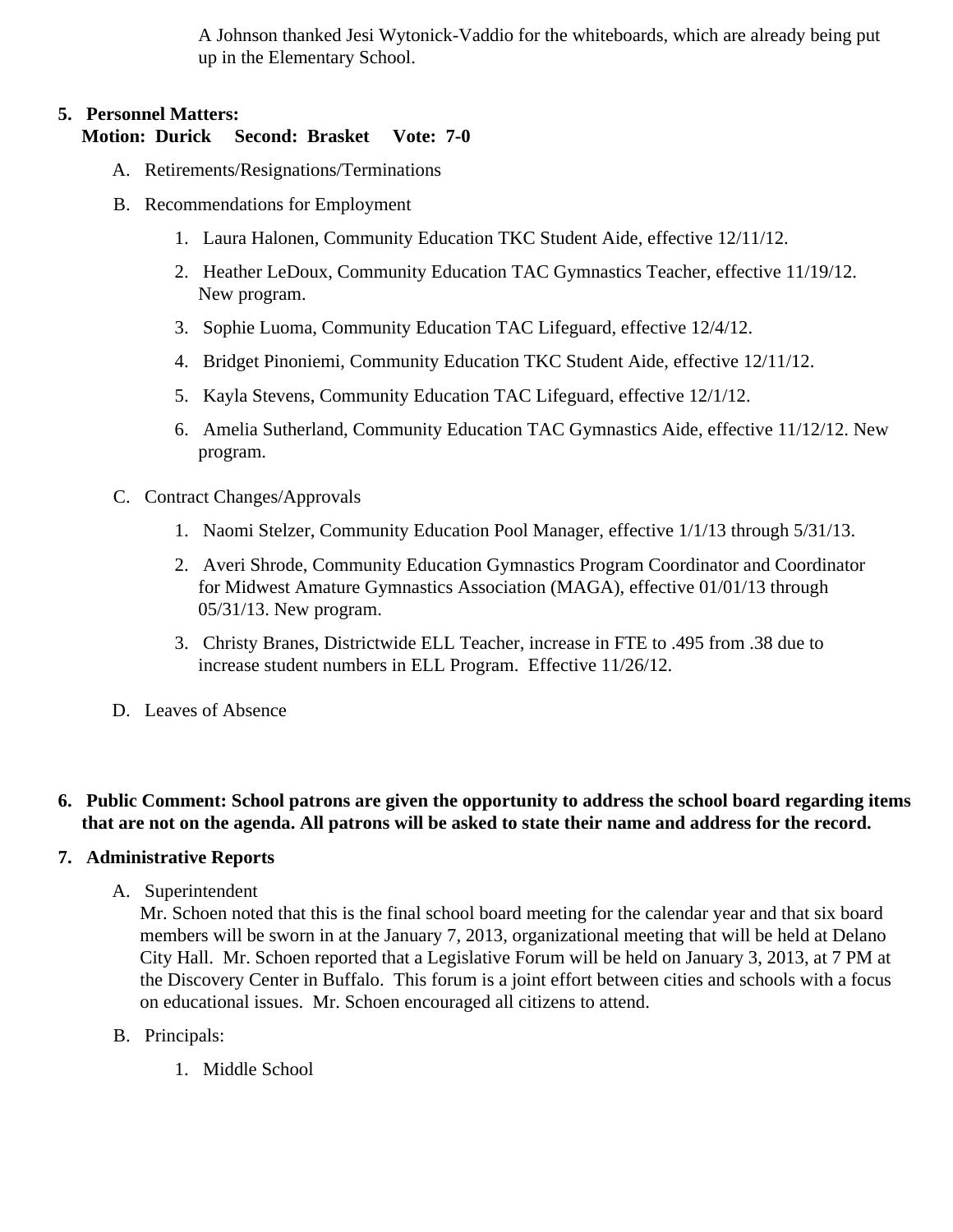A Johnson thanked Jesi Wytonick-Vaddio for the whiteboards, which are already being put up in the Elementary School.

5. **Personnel Matters:**
   **Motion: Durick   Second: Brasket   Vote: 7-0**

   A. Retirements/Resignations/Terminations

   B. Recommendations for Employment

      1. Laura Halonen, Community Education TKC Student Aide, effective 12/11/12.
      2. Heather LeDoux, Community Education TAC Gymnastics Teacher, effective 11/19/12. New program.
      3. Sophie Luoma, Community Education TAC Lifeguard, effective 12/4/12.
      4. Bridget Pinoniemi, Community Education TKC Student Aide, effective 12/11/12.
      5. Kayla Stevens, Community Education TAC Lifeguard, effective 12/1/12.
      6. Amelia Sutherland, Community Education TAC Gymnastics Aide, effective 11/12/12. New program.

   C. Contract Changes/Approvals

      1. Naomi Stelzer, Community Education Pool Manager, effective 1/1/13 through 5/31/13.
      2. Averi Shrode, Community Education Gymnastics Program Coordinator and Coordinator for Midwest Amature Gymnastics Association (MAGA), effective 01/01/13 through 05/31/13. New program.
      3. Christy Branes, Districtwide ELL Teacher, increase in FTE to .495 from .38 due to increase student numbers in ELL Program. Effective 11/26/12.

   D. Leaves of Absence

6. **Public Comment: School patrons are given the opportunity to address the school board regarding items that are not on the agenda. All patrons will be asked to state their name and address for the record.**

7. **Administrative Reports**

   A. Superintendent
   Mr. Schoen noted that this is the final school board meeting for the calendar year and that six board members will be sworn in at the January 7, 2013, organizational meeting that will be held at Delano City Hall. Mr. Schoen reported that a Legislative Forum will be held on January 3, 2013, at 7 PM at the Discovery Center in Buffalo. This forum is a joint effort between cities and schools with a focus on educational issues. Mr. Schoen encouraged all citizens to attend.

   B. Principals:

      1. Middle School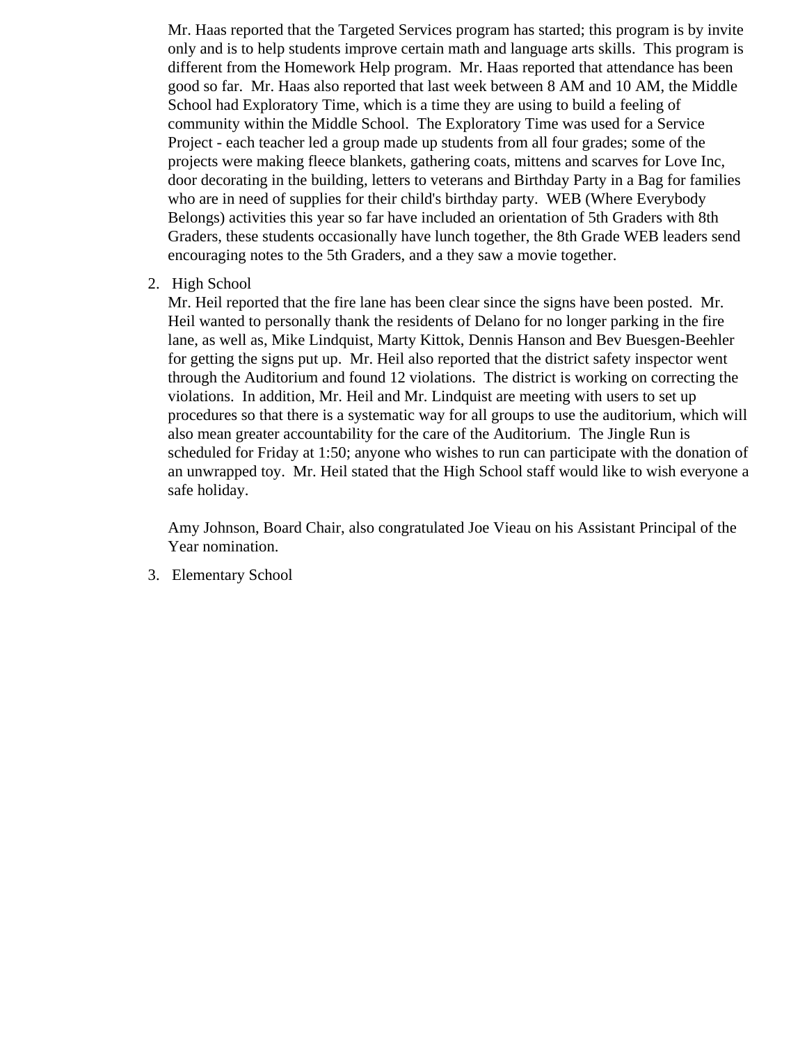Mr. Haas reported that the Targeted Services program has started; this program is by invite only and is to help students improve certain math and language arts skills. This program is different from the Homework Help program. Mr. Haas reported that attendance has been good so far. Mr. Haas also reported that last week between 8 AM and 10 AM, the Middle School had Exploratory Time, which is a time they are using to build a feeling of community within the Middle School. The Exploratory Time was used for a Service Project - each teacher led a group made up students from all four grades; some of the projects were making fleece blankets, gathering coats, mittens and scarves for Love Inc, door decorating in the building, letters to veterans and Birthday Party in a Bag for families who are in need of supplies for their child's birthday party. WEB (Where Everybody Belongs) activities this year so far have included an orientation of 5th Graders with 8th Graders, these students occasionally have lunch together, the 8th Grade WEB leaders send encouraging notes to the 5th Graders, and a they saw a movie together.

2. High School

   Mr. Heil reported that the fire lane has been clear since the signs have been posted. Mr. Heil wanted to personally thank the residents of Delano for no longer parking in the fire lane, as well as, Mike Lindquist, Marty Kittok, Dennis Hanson and Bev Buesgen-Beehler for getting the signs put up. Mr. Heil also reported that the district safety inspector went through the Auditorium and found 12 violations. The district is working on correcting the violations. In addition, Mr. Heil and Mr. Lindquist are meeting with users to set up procedures so that there is a systematic way for all groups to use the auditorium, which will also mean greater accountability for the care of the Auditorium. The Jingle Run is scheduled for Friday at 1:50; anyone who wishes to run can participate with the donation of an unwrapped toy. Mr. Heil stated that the High School staff would like to wish everyone a safe holiday.

   Amy Johnson, Board Chair, also congratulated Joe Vieau on his Assistant Principal of the Year nomination.

3. Elementary School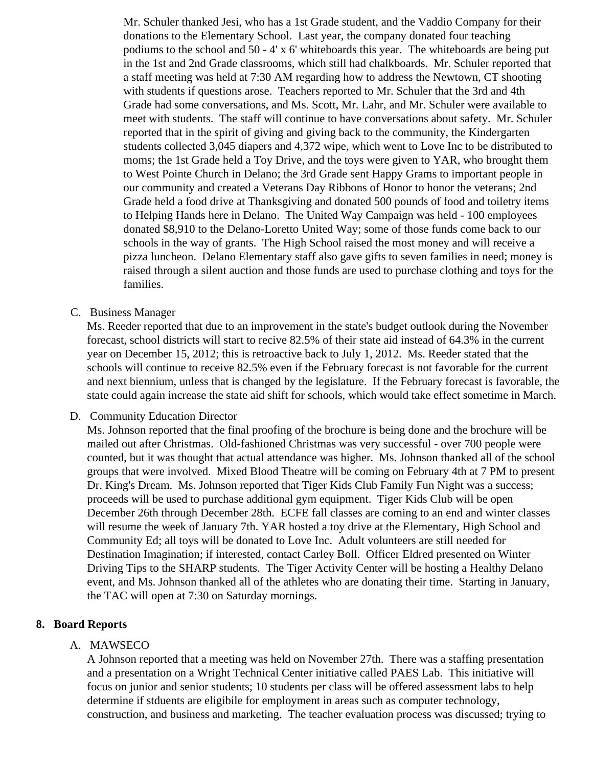Mr. Schuler thanked Jesi, who has a 1st Grade student, and the Vaddio Company for their donations to the Elementary School. Last year, the company donated four teaching podiums to the school and 50 - 4' x 6' whiteboards this year. The whiteboards are being put in the 1st and 2nd Grade classrooms, which still had chalkboards. Mr. Schuler reported that a staff meeting was held at 7:30 AM regarding how to address the Newtown, CT shooting with students if questions arose. Teachers reported to Mr. Schuler that the 3rd and 4th Grade had some conversations, and Ms. Scott, Mr. Lahr, and Mr. Schuler were available to meet with students. The staff will continue to have conversations about safety. Mr. Schuler reported that in the spirit of giving and giving back to the community, the Kindergarten students collected 3,045 diapers and 4,372 wipe, which went to Love Inc to be distributed to moms; the 1st Grade held a Toy Drive, and the toys were given to YAR, who brought them to West Pointe Church in Delano; the 3rd Grade sent Happy Grams to important people in our community and created a Veterans Day Ribbons of Honor to honor the veterans; 2nd Grade held a food drive at Thanksgiving and donated 500 pounds of food and toiletry items to Helping Hands here in Delano. The United Way Campaign was held - 100 employees donated $8,910 to the Delano-Loretto United Way; some of those funds come back to our schools in the way of grants. The High School raised the most money and will receive a pizza luncheon. Delano Elementary staff also gave gifts to seven families in need; money is raised through a silent auction and those funds are used to purchase clothing and toys for the families.

C. Business Manager

Ms. Reeder reported that due to an improvement in the state's budget outlook during the November forecast, school districts will start to recive 82.5% of their state aid instead of 64.3% in the current year on December 15, 2012; this is retroactive back to July 1, 2012. Ms. Reeder stated that the schools will continue to receive 82.5% even if the February forecast is not favorable for the current and next biennium, unless that is changed by the legislature. If the February forecast is favorable, the state could again increase the state aid shift for schools, which would take effect sometime in March.

D. Community Education Director

Ms. Johnson reported that the final proofing of the brochure is being done and the brochure will be mailed out after Christmas. Old-fashioned Christmas was very successful - over 700 people were counted, but it was thought that actual attendance was higher. Ms. Johnson thanked all of the school groups that were involved. Mixed Blood Theatre will be coming on February 4th at 7 PM to present Dr. King's Dream. Ms. Johnson reported that Tiger Kids Club Family Fun Night was a success; proceeds will be used to purchase additional gym equipment. Tiger Kids Club will be open December 26th through December 28th. ECFE fall classes are coming to an end and winter classes will resume the week of January 7th. YAR hosted a toy drive at the Elementary, High School and Community Ed; all toys will be donated to Love Inc. Adult volunteers are still needed for Destination Imagination; if interested, contact Carley Boll. Officer Eldred presented on Winter Driving Tips to the SHARP students. The Tiger Activity Center will be hosting a Healthy Delano event, and Ms. Johnson thanked all of the athletes who are donating their time. Starting in January, the TAC will open at 7:30 on Saturday mornings.

**8. Board Reports**

A. MAWSECO

A Johnson reported that a meeting was held on November 27th. There was a staffing presentation and a presentation on a Wright Technical Center initiative called PAES Lab. This initiative will focus on junior and senior students; 10 students per class will be offered assessment labs to help determine if stduents are eligibile for employment in areas such as computer technology, construction, and business and marketing. The teacher evaluation process was discussed; trying to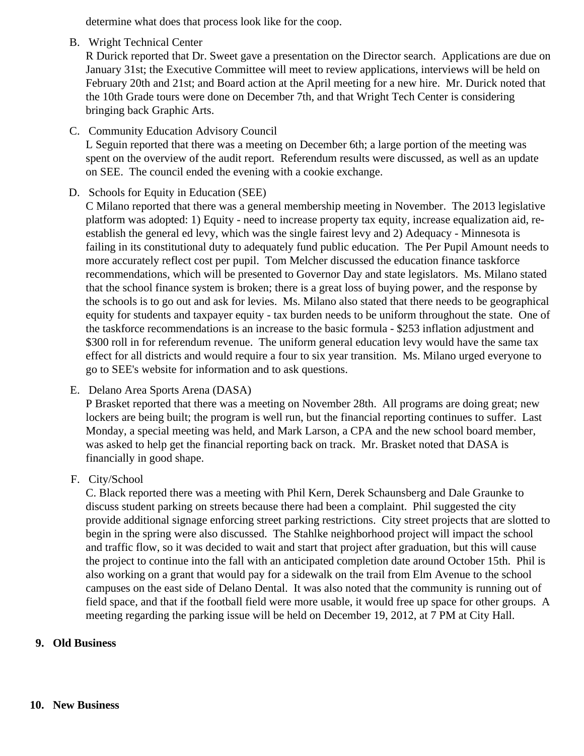determine what does that process look like for the coop.

B. Wright Technical Center

R Durick reported that Dr. Sweet gave a presentation on the Director search. Applications are due on January 31st; the Executive Committee will meet to review applications, interviews will be held on February 20th and 21st; and Board action at the April meeting for a new hire. Mr. Durick noted that the 10th Grade tours were done on December 7th, and that Wright Tech Center is considering bringing back Graphic Arts.

C. Community Education Advisory Council

L Seguin reported that there was a meeting on December 6th; a large portion of the meeting was spent on the overview of the audit report. Referendum results were discussed, as well as an update on SEE. The council ended the evening with a cookie exchange.

D. Schools for Equity in Education (SEE)

C Milano reported that there was a general membership meeting in November. The 2013 legislative platform was adopted: 1) Equity - need to increase property tax equity, increase equalization aid, re-establish the general ed levy, which was the single fairest levy and 2) Adequacy - Minnesota is failing in its constitutional duty to adequately fund public education. The Per Pupil Amount needs to more accurately reflect cost per pupil. Tom Melcher discussed the education finance taskforce recommendations, which will be presented to Governor Day and state legislators. Ms. Milano stated that the school finance system is broken; there is a great loss of buying power, and the response by the schools is to go out and ask for levies. Ms. Milano also stated that there needs to be geographical equity for students and taxpayer equity - tax burden needs to be uniform throughout the state. One of the taskforce recommendations is an increase to the basic formula - $253 inflation adjustment and $300 roll in for referendum revenue. The uniform general education levy would have the same tax effect for all districts and would require a four to six year transition. Ms. Milano urged everyone to go to SEE's website for information and to ask questions.

E. Delano Area Sports Arena (DASA)

P Brasket reported that there was a meeting on November 28th. All programs are doing great; new lockers are being built; the program is well run, but the financial reporting continues to suffer. Last Monday, a special meeting was held, and Mark Larson, a CPA and the new school board member, was asked to help get the financial reporting back on track. Mr. Brasket noted that DASA is financially in good shape.

F. City/School

C. Black reported there was a meeting with Phil Kern, Derek Schaunsberg and Dale Graunke to discuss student parking on streets because there had been a complaint. Phil suggested the city provide additional signage enforcing street parking restrictions. City street projects that are slotted to begin in the spring were also discussed. The Stahlke neighborhood project will impact the school and traffic flow, so it was decided to wait and start that project after graduation, but this will cause the project to continue into the fall with an anticipated completion date around October 15th. Phil is also working on a grant that would pay for a sidewalk on the trail from Elm Avenue to the school campuses on the east side of Delano Dental. It was also noted that the community is running out of field space, and that if the football field were more usable, it would free up space for other groups. A meeting regarding the parking issue will be held on December 19, 2012, at 7 PM at City Hall.

## 9. Old Business

## 10. New Business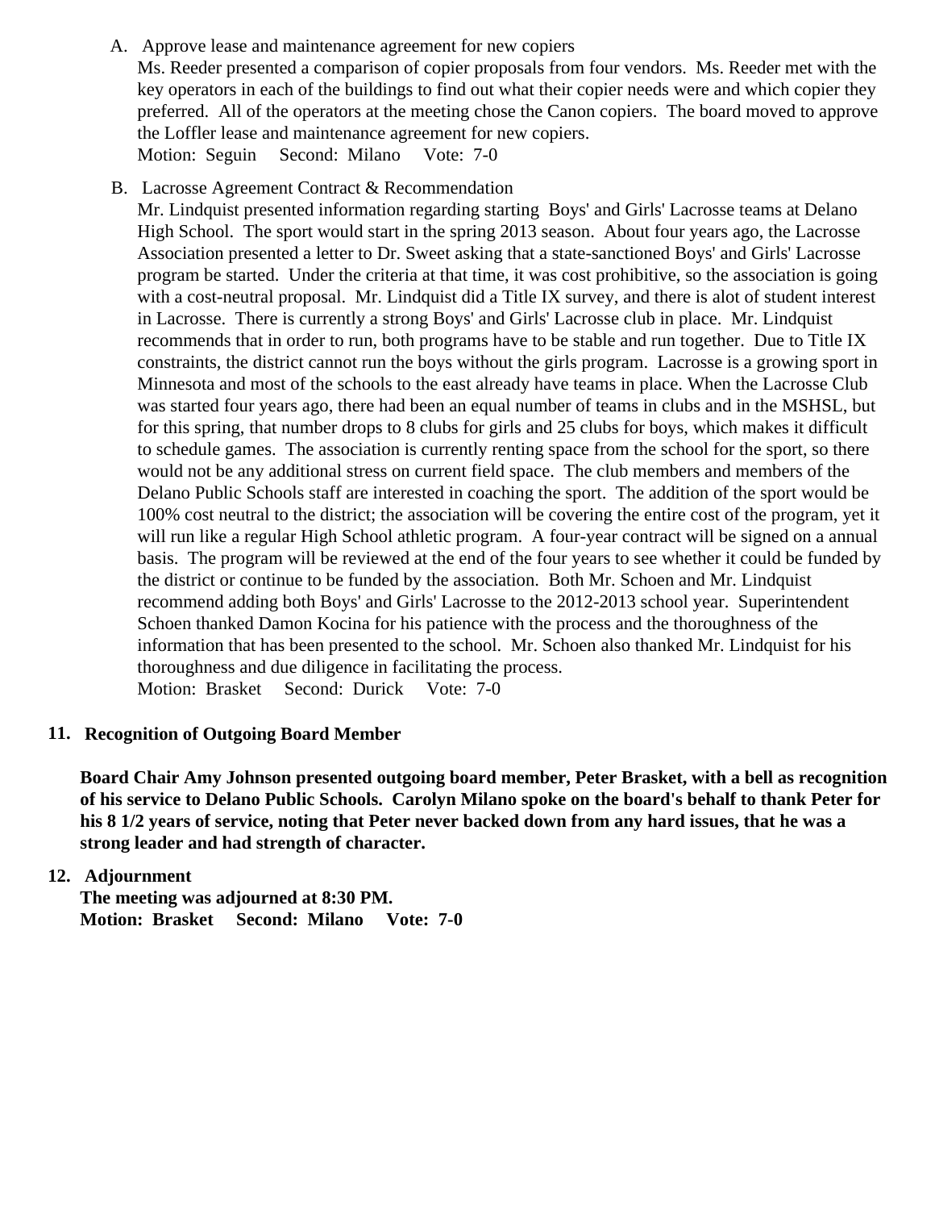A. Approve lease and maintenance agreement for new copiers

   Ms. Reeder presented a comparison of copier proposals from four vendors. Ms. Reeder met with the key operators in each of the buildings to find out what their copier needs were and which copier they preferred. All of the operators at the meeting chose the Canon copiers. The board moved to approve the Loffler lease and maintenance agreement for new copiers.

   Motion: Seguin Second: Milano Vote: 7-0

B. Lacrosse Agreement Contract & Recommendation

   Mr. Lindquist presented information regarding starting Boys' and Girls' Lacrosse teams at Delano High School. The sport would start in the spring 2013 season. About four years ago, the Lacrosse Association presented a letter to Dr. Sweet asking that a state-sanctioned Boys' and Girls' Lacrosse program be started. Under the criteria at that time, it was cost prohibitive, so the association is going with a cost-neutral proposal. Mr. Lindquist did a Title IX survey, and there is alot of student interest in Lacrosse. There is currently a strong Boys' and Girls' Lacrosse club in place. Mr. Lindquist recommends that in order to run, both programs have to be stable and run together. Due to Title IX constraints, the district cannot run the boys without the girls program. Lacrosse is a growing sport in Minnesota and most of the schools to the east already have teams in place. When the Lacrosse Club was started four years ago, there had been an equal number of teams in clubs and in the MSHSL, but for this spring, that number drops to 8 clubs for girls and 25 clubs for boys, which makes it difficult to schedule games. The association is currently renting space from the school for the sport, so there would not be any additional stress on current field space. The club members and members of the Delano Public Schools staff are interested in coaching the sport. The addition of the sport would be 100% cost neutral to the district; the association will be covering the entire cost of the program, yet it will run like a regular High School athletic program. A four-year contract will be signed on a annual basis. The program will be reviewed at the end of the four years to see whether it could be funded by the district or continue to be funded by the association. Both Mr. Schoen and Mr. Lindquist recommend adding both Boys' and Girls' Lacrosse to the 2012-2013 school year. Superintendent Schoen thanked Damon Kocina for his patience with the process and the thoroughness of the information that has been presented to the school. Mr. Schoen also thanked Mr. Lindquist for his thoroughness and due diligence in facilitating the process.

   Motion: Brasket Second: Durick Vote: 7-0

## 11. Recognition of Outgoing Board Member

**Board Chair Amy Johnson presented outgoing board member, Peter Brasket, with a bell as recognition of his service to Delano Public Schools. Carolyn Milano spoke on the board's behalf to thank Peter for his 8 1/2 years of service, noting that Peter never backed down from any hard issues, that he was a strong leader and had strength of character.**

## 12. Adjournment

**The meeting was adjourned at 8:30 PM.**

**Motion: Brasket Second: Milano Vote: 7-0**